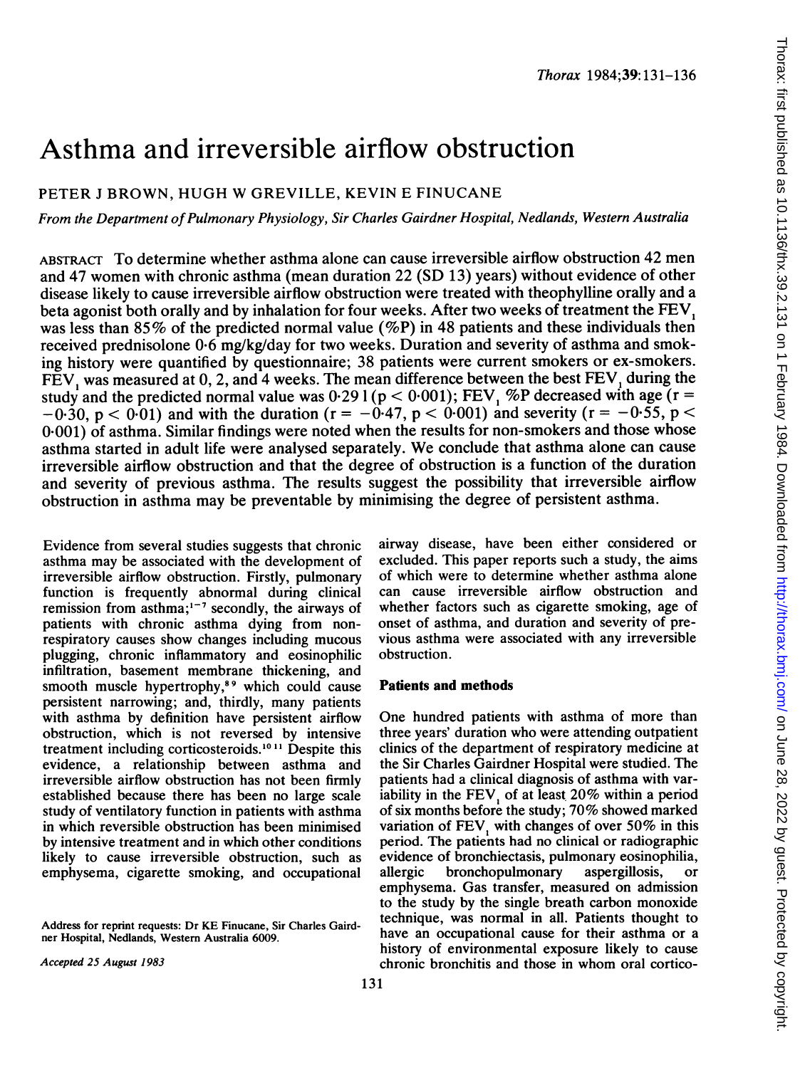# Asthma and irreversible airflow obstruction

PETER J BROWN, HUGH W GREVILLE, KEVIN E FINUCANE

*From the Department of Pulmonary Physiology, Sir Charles Gairdner Hospital, Nedlands, Western Australia*

ABSTRACT To determine whether asthma alone can cause irreversible airflow obstruction 42 men and 47 women with chronic asthma (mean duration 22 (SD 13) years) without evidence of other disease likely to cause irreversible airflow obstruction were treated with theophylline orally and a beta agonist both orally and by inhalation for four weeks. After two weeks of treatment the $FEV_1$ was less than 85% of the predicted normal value (%P) in 48 patients and these individuals then received prednisolone 0·6 mg/kg/day for two weeks. Duration and severity of asthma and smoking history were quantified by questionnaire; 38 patients were current smokers or ex-smokers. $FEV_1$ was measured at 0, 2, and 4 weeks. The mean difference between the best $FEV_1$ during the study and the predicted normal value was 0·29 l ($p < 0·001$); $FEV_1$ %P decreased with age ($r = -0·30$, $p < 0·01$) and with the duration ($r = -0·47$, $p < 0·001$) and severity ($r = -0·55$, $p < 0·001$) of asthma. Similar findings were noted when the results for non-smokers and those whose asthma started in adult life were analysed separately. We conclude that asthma alone can cause irreversible airflow obstruction and that the degree of obstruction is a function of the duration and severity of previous asthma. The results suggest the possibility that irreversible airflow obstruction in asthma may be preventable by minimising the degree of persistent asthma.

Evidence from several studies suggests that chronic asthma may be associated with the development of irreversible airflow obstruction. Firstly, pulmonary function is frequently abnormal during clinical remission from asthma;[1-7] secondly, the airways of patients with chronic asthma dying from non-respiratory causes show changes including mucous plugging, chronic inflammatory and eosinophilic infiltration, basement membrane thickening, and smooth muscle hypertrophy,[8,9] which could cause persistent narrowing; and, thirdly, many patients with asthma by definition have persistent airflow obstruction, which is not reversed by intensive treatment including corticosteroids.[10,11] Despite this evidence, a relationship between asthma and irreversible airflow obstruction has not been firmly established because there has been no large scale study of ventilatory function in patients with asthma in which reversible obstruction has been minimised by intensive treatment and in which other conditions likely to cause irreversible obstruction, such as emphysema, cigarette smoking, and occupational airway disease, have been either considered or excluded. This paper reports such a study, the aims of which were to determine whether asthma alone can cause irreversible airflow obstruction and whether factors such as cigarette smoking, age of onset of asthma, and duration and severity of previous asthma were associated with any irreversible obstruction.

Address for reprint requests: Dr KE Finucane, Sir Charles Gairdner Hospital, Nedlands, Western Australia 6009.

*Accepted 25 August 1983*

## Patients and methods

One hundred patients with asthma of more than three years' duration who were attending outpatient clinics of the department of respiratory medicine at the Sir Charles Gairdner Hospital were studied. The patients had a clinical diagnosis of asthma with variability in the $FEV_1$ of at least 20% within a period of six months before the study; 70% showed marked variation of $FEV_1$ with changes of over 50% in this period. The patients had no clinical or radiographic evidence of bronchiectasis, pulmonary eosinophilia, allergic bronchopulmonary aspergillosis, or emphysema. Gas transfer, measured on admission to the study by the single breath carbon monoxide technique, was normal in all. Patients thought to have an occupational cause for their asthma or a history of environmental exposure likely to cause chronic bronchitis and those in whom oral cortico-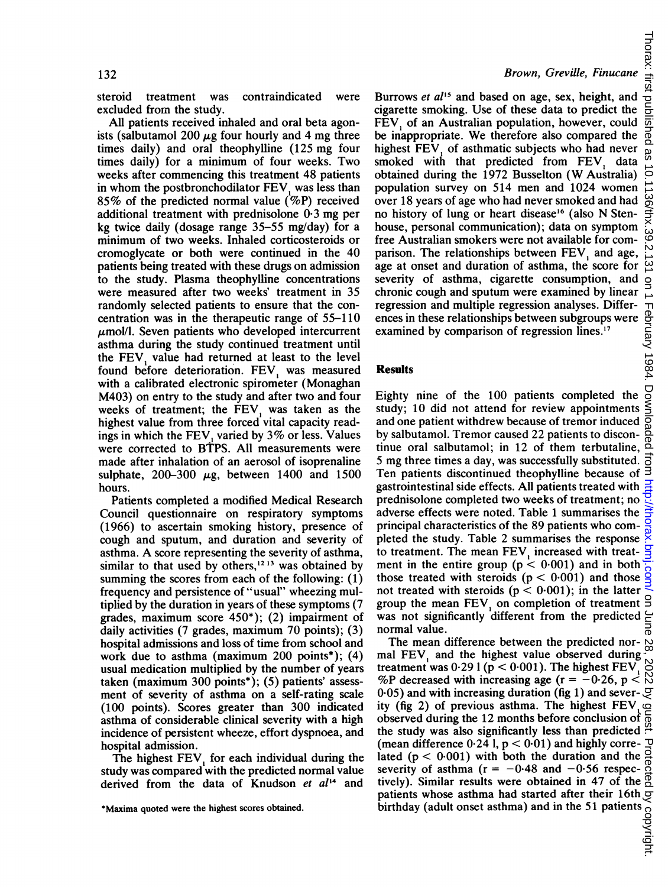steroid treatment was contraindicated were excluded from the study.

All patients received inhaled and oral beta agonists (salbutamol 200 μg four hourly and 4 mg three times daily) and oral theophylline (125 mg four times daily) for a minimum of four weeks. Two weeks after commencing this treatment 48 patients in whom the postbronchodilator $FEV_1$ was less than 85% of the predicted normal value (%P) received additional treatment with prednisolone 0·3 mg per kg twice daily (dosage range 35–55 mg/day) for a minimum of two weeks. Inhaled corticosteroids or cromoglycate or both were continued in the 40 patients being treated with these drugs on admission to the study. Plasma theophylline concentrations were measured after two weeks' treatment in 35 randomly selected patients to ensure that the concentration was in the therapeutic range of 55–110 μmol/l. Seven patients who developed intercurrent asthma during the study continued treatment until the $FEV_1$ value had returned at least to the level found before deterioration. $FEV_1$ was measured with a calibrated electronic spirometer (Monaghan M403) on entry to the study and after two and four weeks of treatment; the $FEV_1$ was taken as the highest value from three forced vital capacity readings in which the $FEV_1$ varied by 3% or less. Values were corrected to BTPS. All measurements were made after inhalation of an aerosol of isoprenaline sulphate, 200–300 μg, between 1400 and 1500 hours.

Patients completed a modified Medical Research Council questionnaire on respiratory symptoms (1966) to ascertain smoking history, presence of cough and sputum, and duration and severity of asthma. A score representing the severity of asthma, similar to that used by others,[12 13] was obtained by summing the scores from each of the following: (1) frequency and persistence of "usual" wheezing multiplied by the duration in years of these symptoms (7 grades, maximum score 450*); (2) impairment of daily activities (7 grades, maximum 70 points); (3) hospital admissions and loss of time from school and work due to asthma (maximum 200 points*); (4) usual medication multiplied by the number of years taken (maximum 300 points*); (5) patients' assessment of severity of asthma on a self-rating scale (100 points). Scores greater than 300 indicated asthma of considerable clinical severity with a high incidence of persistent wheeze, effort dyspnoea, and hospital admission.

The highest $FEV_1$ for each individual during the study was compared with the predicted normal value derived from the data of Knudson *et al*[14] and Burrows *et al*[15] and based on age, sex, height, and cigarette smoking. Use of these data to predict the $FEV_1$ of an Australian population, however, could be inappropriate. We therefore also compared the highest $FEV_1$ of asthmatic subjects who had never smoked with that predicted from $FEV_1$ data obtained during the 1972 Busselton (W Australia) population survey on 514 men and 1024 women over 18 years of age who had never smoked and had no history of lung or heart disease[16] (also N Stenhouse, personal communication); data on symptom free Australian smokers were not available for comparison. The relationships between $FEV_1$ and age, age at onset and duration of asthma, the score for severity of asthma, cigarette consumption, and chronic cough and sputum were examined by linear regression and multiple regression analyses. Differences in these relationships between subgroups were examined by comparison of regression lines.[17]

*Maxima quoted were the highest scores obtained.

## Results

Eighty nine of the 100 patients completed the study; 10 did not attend for review appointments and one patient withdrew because of tremor induced by salbutamol. Tremor caused 22 patients to discontinue oral salbutamol; in 12 of them terbutaline, 5 mg three times a day, was successfully substituted. Ten patients discontinued theophylline because of gastrointestinal side effects. All patients treated with prednisolone completed two weeks of treatment; no adverse effects were noted. Table 1 summarises the principal characteristics of the 89 patients who completed the study. Table 2 summarises the response to treatment. The mean $FEV_1$ increased with treatment in the entire group ($p < 0·001$) and in both those treated with steroids ($p < 0·001$) and those not treated with steroids ($p < 0·001$); in the latter group the mean $FEV_1$ on completion of treatment was not significantly different from the predicted normal value.

The mean difference between the predicted normal $FEV_1$ and the highest value observed during treatment was 0·29 l ($p < 0·001$). The highest $FEV_1$ %P decreased with increasing age ($r = -0·26$, $p < 0·05$) and with increasing duration (fig 1) and severity (fig 2) of previous asthma. The highest $FEV_1$ observed during the 12 months before conclusion of the study was also significantly less than predicted (mean difference 0·24 l, $p < 0·01$) and highly correlated ($p < 0·001$) with both the duration and the severity of asthma ($r = -0·48$ and $-0·56$ respectively). Similar results were obtained in 47 of the patients whose asthma had started after their 16th birthday (adult onset asthma) and in the 51 patients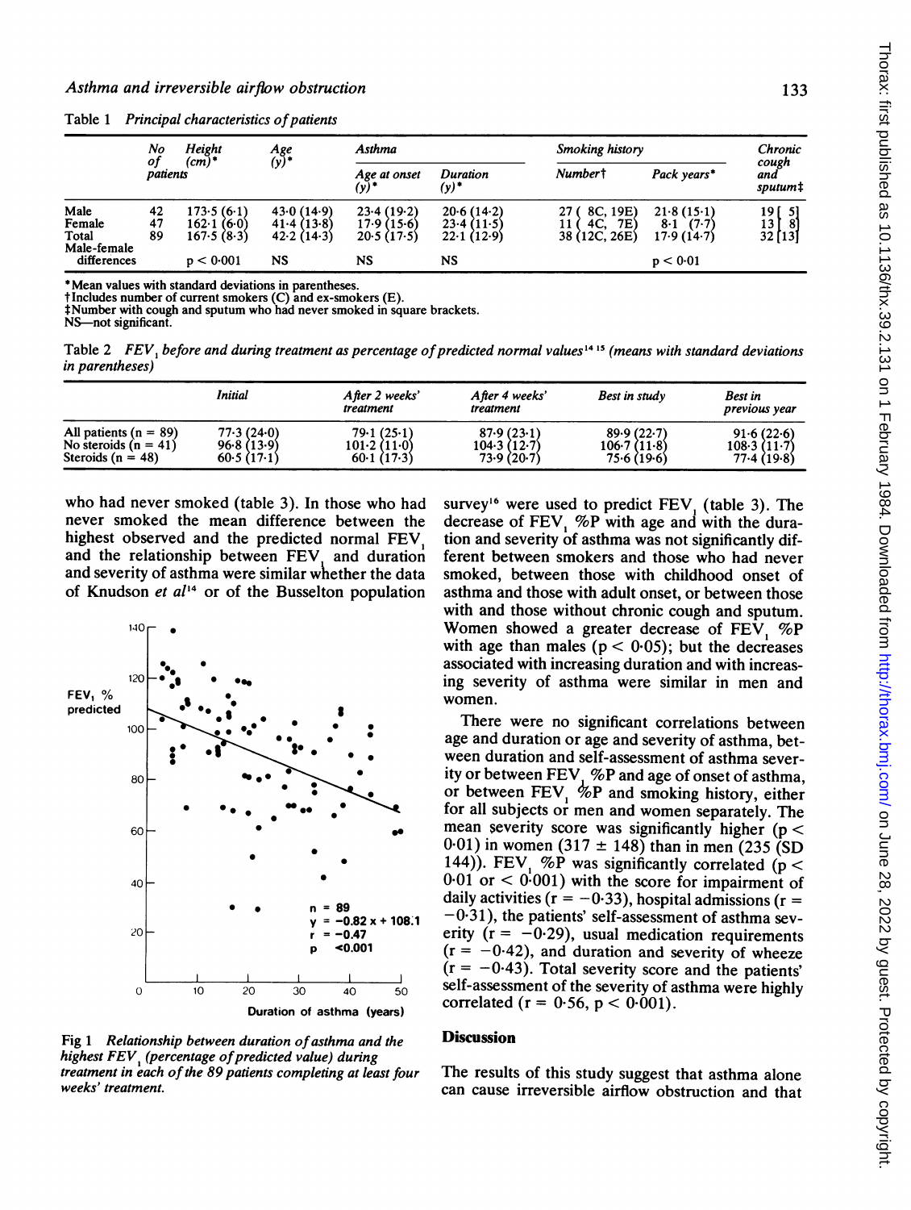Table 1 *Principal characteristics of patients*

| | No of patients | Height (cm)* | Age (y)* | Asthma | | Smoking history | | Chronic cough and sputum‡ |
|---|---|---|---|---|---|---|---|---|
| | | | | Age at onset (y)* | Duration (y)* | Number† | Pack years* | |
| Male | 42 | 173·5 (6·1) | 43·0 (14·9) | 23·4 (19·2) | 20·6 (14·2) | 27 ( 8C, 19E) | 21·8 (15·1) | 19 [ 5] |
| Female | 47 | 162·1 (6·0) | 41·4 (13·8) | 17·9 (15·6) | 23·4 (11·5) | 11 ( 4C, 7E) | 8·1 (7·7) | 13 [ 8] |
| Total | 89 | 167·5 (8·3) | 42·2 (14·3) | 20·5 (17·5) | 22·1 (12·9) | 38 (12C, 26E) | 17·9 (14·7) | 32 [13] |
| Male-female differences | | $p < 0·001$ | NS | NS | NS | | $p < 0·01$ | |

*Mean values with standard deviations in parentheses.
†Includes number of current smokers (C) and ex-smokers (E).
‡Number with cough and sputum who had never smoked in square brackets.
NS—not significant.

Table 2 *$FEV_1$ before and during treatment as percentage of predicted normal values*[14 15] *(means with standard deviations in parentheses)*

| | Initial | After 2 weeks' treatment | After 4 weeks' treatment | Best in study | Best in previous year |
|---|---|---|---|---|---|
| All patients (n = 89) | 77·3 (24·0) | 79·1 (25·1) | 87·9 (23·1) | 89·9 (22·7) | 91·6 (22·6) |
| No steroids (n = 41) | 96·8 (13·9) | 101·2 (11·0) | 104·3 (12·7) | 106·7 (11·8) | 108·3 (11·7) |
| Steroids (n = 48) | 60·5 (17·1) | 60·1 (17·3) | 73·9 (20·7) | 75·6 (19·6) | 77·4 (19·8) |

who had never smoked (table 3). In those who had never smoked the mean difference between the highest observed and the predicted normal $FEV_1$ and the relationship between $FEV_1$ and duration and severity of asthma were similar whether the data of Knudson *et al*[14] or of the Busselton population survey[16] were used to predict $FEV_1$ (table 3). The decrease of $FEV_1$ %P with age and with the duration and severity of asthma was not significantly different between smokers and those who had never smoked, between those with childhood onset of asthma and those with adult onset, or between those with and those without chronic cough and sputum. Women showed a greater decrease of $FEV_1$ %P with age than males ($p < 0·05$); but the decreases associated with increasing duration and with increasing severity of asthma were similar in men and women.

There were no significant correlations between age and duration or age and severity of asthma, between duration and self-assessment of asthma severity or between $FEV_1$ %P and age of onset of asthma, or between $FEV_1$ %P and smoking history, either for all subjects or men and women separately. The mean severity score was significantly higher ($p < 0·01$) in women (317 ± 148) than in men (235 (SD 144)). $FEV_1$ %P was significantly correlated ($p < 0·01$ or $< 0·001$) with the score for impairment of daily activities ($r = -0·33$), hospital admissions ($r = -0·31$), the patients' self-assessment of asthma severity ($r = -0·29$), usual medication requirements ($r = -0·42$), and duration and severity of wheeze ($r = -0·43$). Total severity score and the patients' self-assessment of the severity of asthma were highly correlated ($r = 0·56$, $p < 0·001$).

FEV₁ % predicted
140
120
100
80
60
40
20
0
10
20
30
40
50
Duration of asthma (years)
n = 89
y = −0.82 x + 108.1
r = −0.47
p <0.001

Fig 1 *Relationship between duration of asthma and the highest $FEV_1$ (percentage of predicted value) during treatment in each of the 89 patients completing at least four weeks' treatment.*

## Discussion

The results of this study suggest that asthma alone can cause irreversible airflow obstruction and that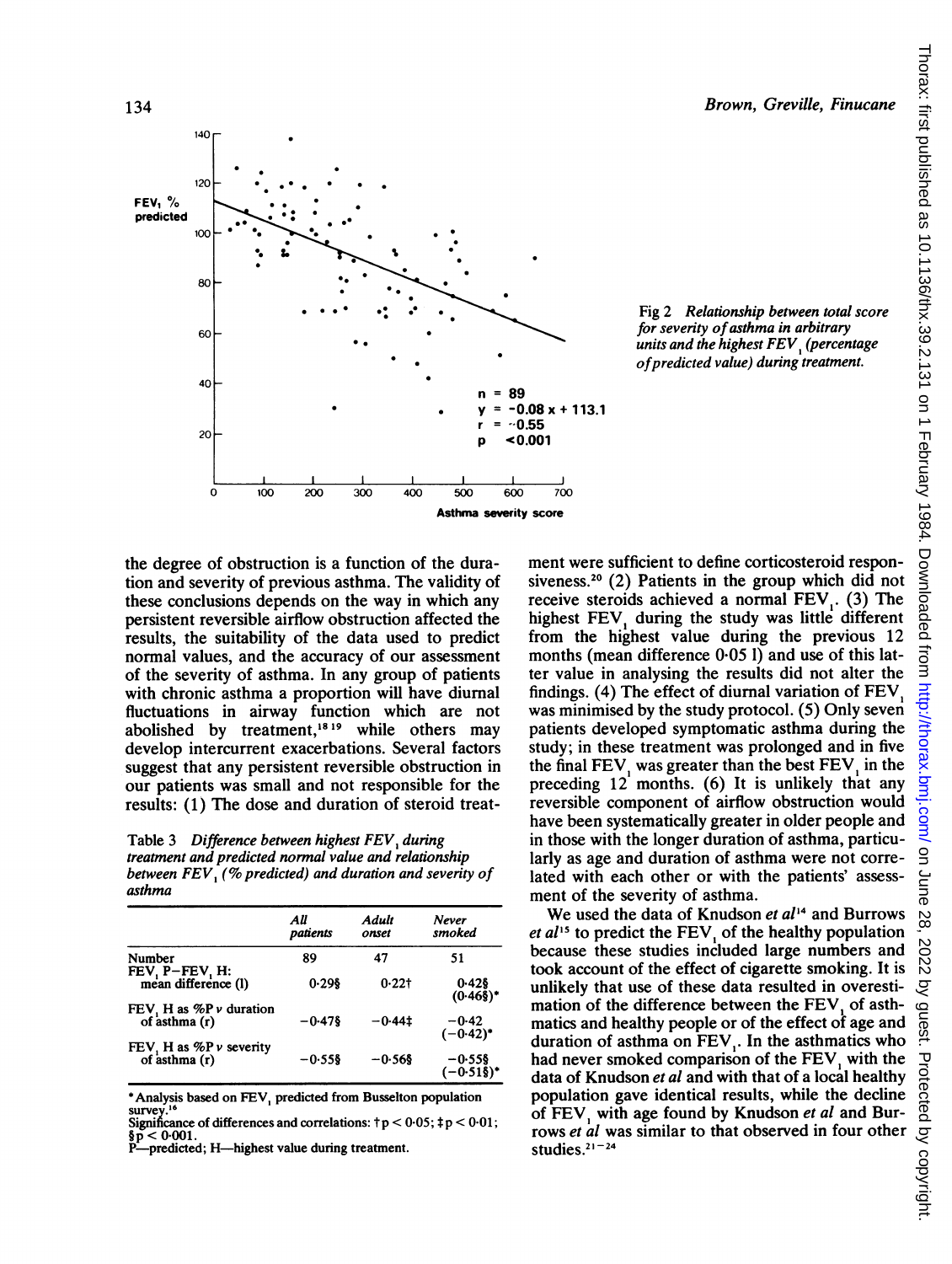FEV$_1$ % predicted

140
120
100
80
60
40
20

0 100 200 300 400 500 600 700

Asthma severity score

n = 89
y = −0.08 x + 113.1
r = −0.55
p <0.001

Fig 2 *Relationship between total score for severity of asthma in arbitrary units and the highest FEV$_1$ (percentage of predicted value) during treatment.*

the degree of obstruction is a function of the duration and severity of previous asthma. The validity of these conclusions depends on the way in which any persistent reversible airflow obstruction affected the results, the suitability of the data used to predict normal values, and the accuracy of our assessment of the severity of asthma. In any group of patients with chronic asthma a proportion will have diurnal fluctuations in airway function which are not abolished by treatment,[18 19] while others may develop intercurrent exacerbations. Several factors suggest that any persistent reversible obstruction in our patients was small and not responsible for the results: (1) The dose and duration of steroid treatment were sufficient to define corticosteroid responsiveness.[20] (2) Patients in the group which did not receive steroids achieved a normal FEV$_1$. (3) The highest FEV$_1$ during the study was little different from the highest value during the previous 12 months (mean difference 0·05 l) and use of this latter value in analysing the results did not alter the findings. (4) The effect of diurnal variation of FEV$_1$ was minimised by the study protocol. (5) Only seven patients developed symptomatic asthma during the study; in these treatment was prolonged and in five the final FEV$_1$ was greater than the best FEV$_1$ in the preceding 12 months. (6) It is unlikely that any reversible component of airflow obstruction would have been systematically greater in older people and in those with the longer duration of asthma, particularly as age and duration of asthma were not correlated with each other or with the patients' assessment of the severity of asthma.

Table 3 *Difference between highest FEV$_1$ during treatment and predicted normal value and relationship between FEV$_1$ (% predicted) and duration and severity of asthma*

| | *All patients* | *Adult onset* | *Never smoked* |
|---|---|---|---|
| Number | 89 | 47 | 51 |
| FEV$_1$ P−FEV$_1$ H: mean difference (l) | 0·29§ | 0·22† | 0·42§ (0·46§)* |
| FEV$_1$ H as %P v duration of asthma (r) | −0·47§ | −0·44‡ | −0·42 (−0·42)* |
| FEV$_1$ H as %P v severity of asthma (r) | −0·55§ | −0·56§ | −0·55§ (−0·51§)* |

*Analysis based on FEV$_1$ predicted from Busselton population survey.[16]
Significance of differences and correlations: †$p < 0·05$; ‡$p < 0·01$; §$p < 0·001$.
P—predicted; H—highest value during treatment.

We used the data of Knudson *et al*[14] and Burrows *et al*[15] to predict the FEV$_1$ of the healthy population because these studies included large numbers and took account of the effect of cigarette smoking. It is unlikely that use of these data resulted in overestimation of the difference between the FEV$_1$ of asthmatics and healthy people or of the effect of age and duration of asthma on FEV$_1$. In the asthmatics who had never smoked comparison of the FEV$_1$ with the data of Knudson *et al* and with that of a local healthy population gave identical results, while the decline of FEV$_1$ with age found by Knudson *et al* and Burrows *et al* was similar to that observed in four other studies.[21–24]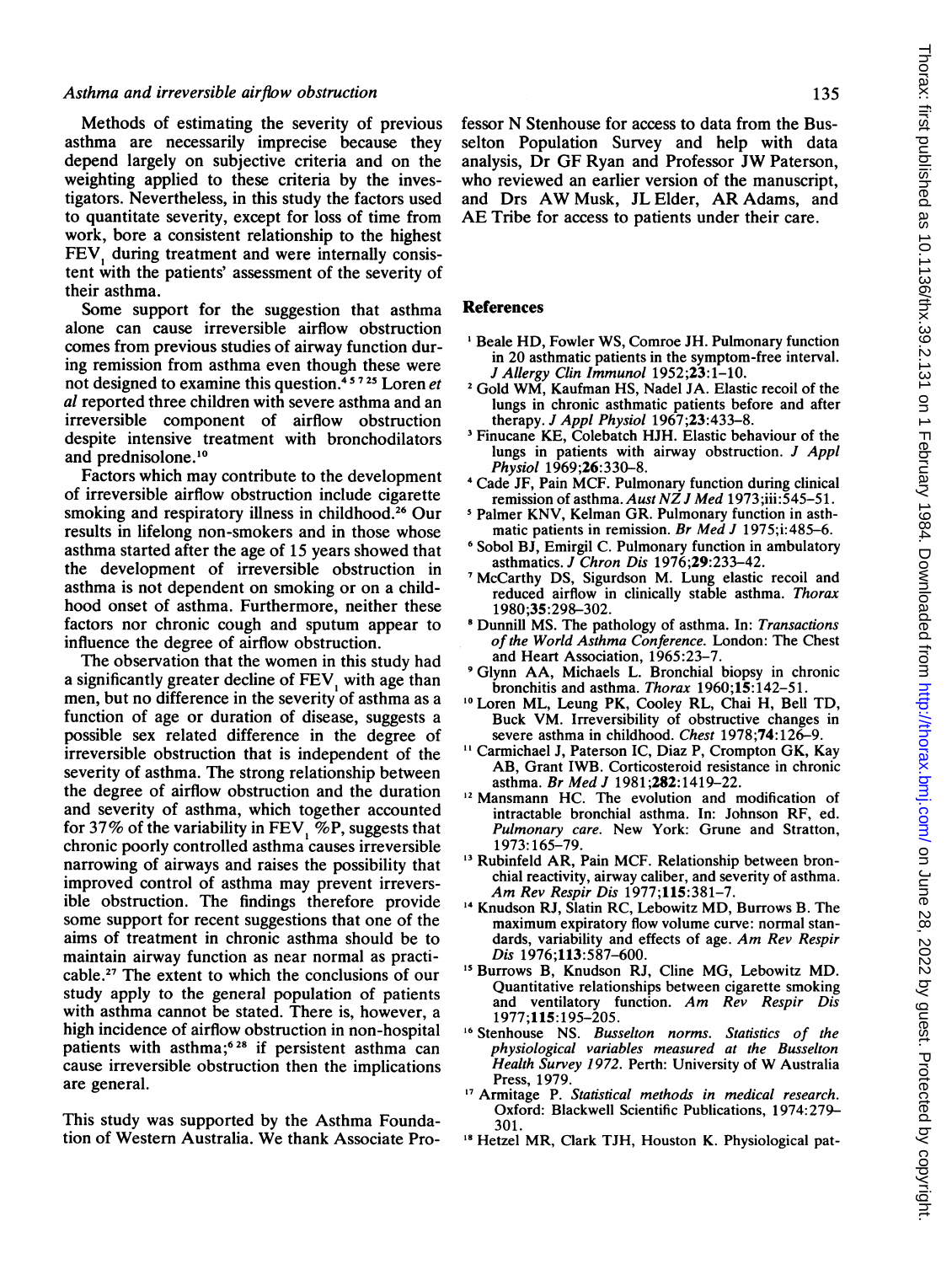Methods of estimating the severity of previous asthma are necessarily imprecise because they depend largely on subjective criteria and on the weighting applied to these criteria by the investigators. Nevertheless, in this study the factors used to quantitate severity, except for loss of time from work, bore a consistent relationship to the highest $FEV_1$ during treatment and were internally consistent with the patients' assessment of the severity of their asthma.

Some support for the suggestion that asthma alone can cause irreversible airflow obstruction comes from previous studies of airway function during remission from asthma even though these were not designed to examine this question.[4 5 7 25] Loren *et al* reported three children with severe asthma and an irreversible component of airflow obstruction despite intensive treatment with bronchodilators and prednisolone.[10]

Factors which may contribute to the development of irreversible airflow obstruction include cigarette smoking and respiratory illness in childhood.[26] Our results in lifelong non-smokers and in those whose asthma started after the age of 15 years showed that the development of irreversible obstruction in asthma is not dependent on smoking or on a childhood onset of asthma. Furthermore, neither these factors nor chronic cough and sputum appear to influence the degree of airflow obstruction.

The observation that the women in this study had a significantly greater decline of $FEV_1$ with age than men, but no difference in the severity of asthma as a function of age or duration of disease, suggests a possible sex related difference in the degree of irreversible obstruction that is independent of the severity of asthma. The strong relationship between the degree of airflow obstruction and the duration and severity of asthma, which together accounted for 37% of the variability in $FEV_1$ %P, suggests that chronic poorly controlled asthma causes irreversible narrowing of airways and raises the possibility that improved control of asthma may prevent irreversible obstruction. The findings therefore provide some support for recent suggestions that one of the aims of treatment in chronic asthma should be to maintain airway function as near normal as practicable.[27] The extent to which the conclusions of our study apply to the general population of patients with asthma cannot be stated. There is, however, a high incidence of airflow obstruction in non-hospital patients with asthma;[6 28] if persistent asthma can cause irreversible obstruction then the implications are general.

This study was supported by the Asthma Foundation of Western Australia. We thank Associate Professor N Stenhouse for access to data from the Busselton Population Survey and help with data analysis, Dr GF Ryan and Professor JW Paterson, who reviewed an earlier version of the manuscript, and Drs AW Musk, JL Elder, AR Adams, and AE Tribe for access to patients under their care.

## References

1. Beale HD, Fowler WS, Comroe JH. Pulmonary function in 20 asthmatic patients in the symptom-free interval. *J Allergy Clin Immunol* 1952;**23**:1–10.
2. Gold WM, Kaufman HS, Nadel JA. Elastic recoil of the lungs in chronic asthmatic patients before and after therapy. *J Appl Physiol* 1967;**23**:433–8.
3. Finucane KE, Colebatch HJH. Elastic behaviour of the lungs in patients with airway obstruction. *J Appl Physiol* 1969;**26**:330–8.
4. Cade JF, Pain MCF. Pulmonary function during clinical remission of asthma. *Aust NZ J Med* 1973;iii:545–51.
5. Palmer KNV, Kelman GR. Pulmonary function in asthmatic patients in remission. *Br Med J* 1975;i:485–6.
6. Sobol BJ, Emirgil C. Pulmonary function in ambulatory asthmatics. *J Chron Dis* 1976;**29**:233–42.
7. McCarthy DS, Sigurdson M. Lung elastic recoil and reduced airflow in clinically stable asthma. *Thorax* 1980;**35**:298–302.
8. Dunnill MS. The pathology of asthma. In: *Transactions of the World Asthma Conference*. London: The Chest and Heart Association, 1965:23–7.
9. Glynn AA, Michaels L. Bronchial biopsy in chronic bronchitis and asthma. *Thorax* 1960;**15**:142–51.
10. Loren ML, Leung PK, Cooley RL, Chai H, Bell TD, Buck VM. Irreversibility of obstructive changes in severe asthma in childhood. *Chest* 1978;**74**:126–9.
11. Carmichael J, Paterson IC, Diaz P, Crompton GK, Kay AB, Grant IWB. Corticosteroid resistance in chronic asthma. *Br Med J* 1981;**282**:1419–22.
12. Mansmann HC. The evolution and modification of intractable bronchial asthma. In: Johnson RF, ed. *Pulmonary care*. New York: Grune and Stratton, 1973:165–79.
13. Rubinfeld AR, Pain MCF. Relationship between bronchial reactivity, airway caliber, and severity of asthma. *Am Rev Respir Dis* 1977;**115**:381–7.
14. Knudson RJ, Slatin RC, Lebowitz MD, Burrows B. The maximum expiratory flow volume curve: normal standards, variability and effects of age. *Am Rev Respir Dis* 1976;**113**:587–600.
15. Burrows B, Knudson RJ, Cline MG, Lebowitz MD. Quantitative relationships between cigarette smoking and ventilatory function. *Am Rev Respir Dis* 1977;**115**:195–205.
16. Stenhouse NS. *Busselton norms. Statistics of the physiological variables measured at the Busselton Health Survey 1972*. Perth: University of W Australia Press, 1979.
17. Armitage P. *Statistical methods in medical research*. Oxford: Blackwell Scientific Publications, 1974:279–301.
18. Hetzel MR, Clark TJH, Houston K. Physiological pat-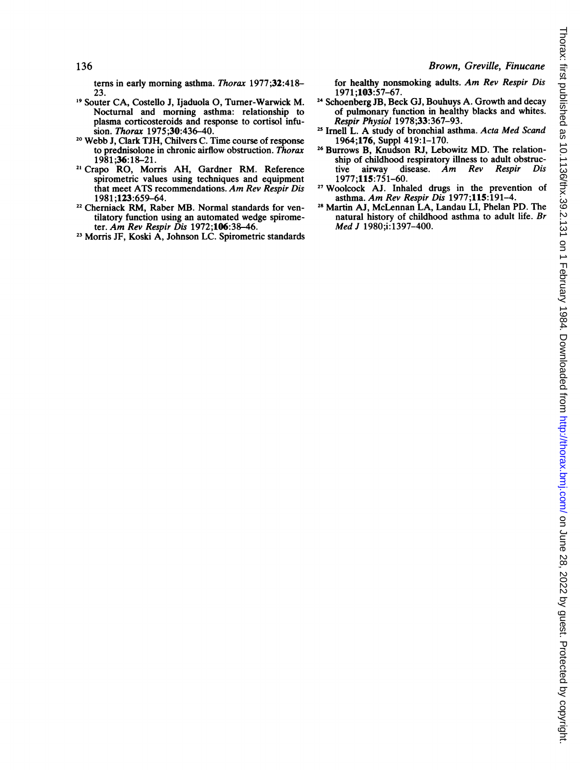terns in early morning asthma. *Thorax* 1977;**32**:418–23.

[19] Souter CA, Costello J, Ijaduola O, Turner-Warwick M. Nocturnal and morning asthma: relationship to plasma corticosteroids and response to cortisol infusion. *Thorax* 1975;**30**:436–40.

[20] Webb J, Clark TJH, Chilvers C. Time course of response to prednisolone in chronic airflow obstruction. *Thorax* 1981;**36**:18–21.

[21] Crapo RO, Morris AH, Gardner RM. Reference spirometric values using techniques and equipment that meet ATS recommendations. *Am Rev Respir Dis* 1981;**123**:659–64.

[22] Cherniack RM, Raber MB. Normal standards for ventilatory function using an automated wedge spirometer. *Am Rev Respir Dis* 1972;**106**:38–46.

[23] Morris JF, Koski A, Johnson LC. Spirometric standards for healthy nonsmoking adults. *Am Rev Respir Dis* 1971;**103**:57–67.

[24] Schoenberg JB, Beck GJ, Bouhuys A. Growth and decay of pulmonary function in healthy blacks and whites. *Respir Physiol* 1978;**33**:367–93.

[25] Irnell L. A study of bronchial asthma. *Acta Med Scand* 1964;**176**, Suppl 419:1–170.

[26] Burrows B, Knudson RJ, Lebowitz MD. The relationship of childhood respiratory illness to adult obstructive airway disease. *Am Rev Respir Dis* 1977;**115**:751–60.

[27] Woolcock AJ. Inhaled drugs in the prevention of asthma. *Am Rev Respir Dis* 1977;**115**:191–4.

[28] Martin AJ, McLennan LA, Landau LI, Phelan PD. The natural history of childhood asthma to adult life. *Br Med J* 1980;i:1397–400.